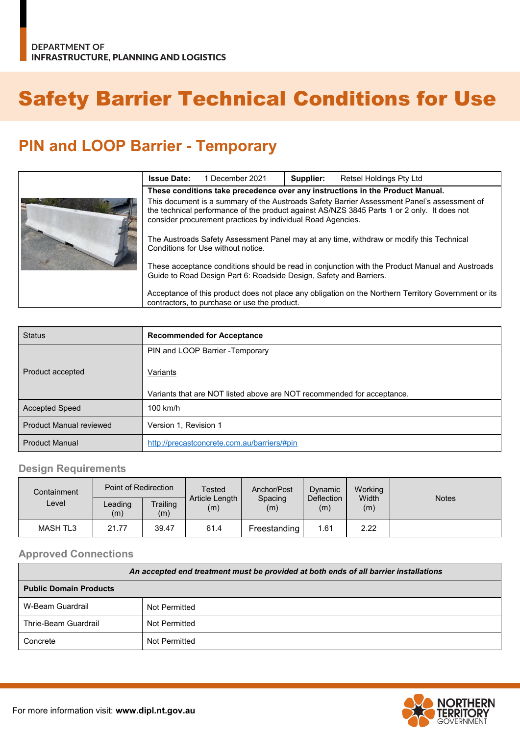DEPARTMENT OF
INFRASTRUCTURE, PLANNING AND LOGISTICS

# Safety Barrier Technical Conditions for Use

## PIN and LOOP Barrier - Temporary

| | | |
|---|---|---|
| | **Issue Date:** 1 December 2021 | **Supplier:** Retsel Holdings Pty Ltd |

**These conditions take precedence over any instructions in the Product Manual.**

This document is a summary of the Austroads Safety Barrier Assessment Panel's assessment of the technical performance of the product against AS/NZS 3845 Parts 1 or 2 only. It does not consider procurement practices by individual Road Agencies.

The Austroads Safety Assessment Panel may at any time, withdraw or modify this Technical Conditions for Use without notice.

These acceptance conditions should be read in conjunction with the Product Manual and Austroads Guide to Road Design Part 6: Roadside Design, Safety and Barriers.

Acceptance of this product does not place any obligation on the Northern Territory Government or its contractors, to purchase or use the product.

| Status | **Recommended for Acceptance** |
|---|---|
| Product accepted | PIN and LOOP Barrier -Temporary<br><br>Variants<br><br>Variants that are NOT listed above are NOT recommended for acceptance. |
| Accepted Speed | 100 km/h |
| Product Manual reviewed | Version 1, Revision 1 |
| Product Manual | http://precastconcrete.com.au/barriers/#pin |

### Design Requirements

| Containment Level | Point of Redirection | | Tested Article Length (m) | Anchor/Post Spacing (m) | Dynamic Deflection (m) | Working Width (m) | Notes |
|---|---|---|---|---|---|---|---|
| | Leading (m) | Trailing (m) | | | | | |
| MASH TL3 | 21.77 | 39.47 | 61.4 | Freestanding | 1.61 | 2.22 | |

### Approved Connections

| *An accepted end treatment must be provided at both ends of all barrier installations* | |
|---|---|
| **Public Domain Products** | |
| W-Beam Guardrail | Not Permitted |
| Thrie-Beam Guardrail | Not Permitted |
| Concrete | Not Permitted |

For more information visit: **www.dipl.nt.gov.au**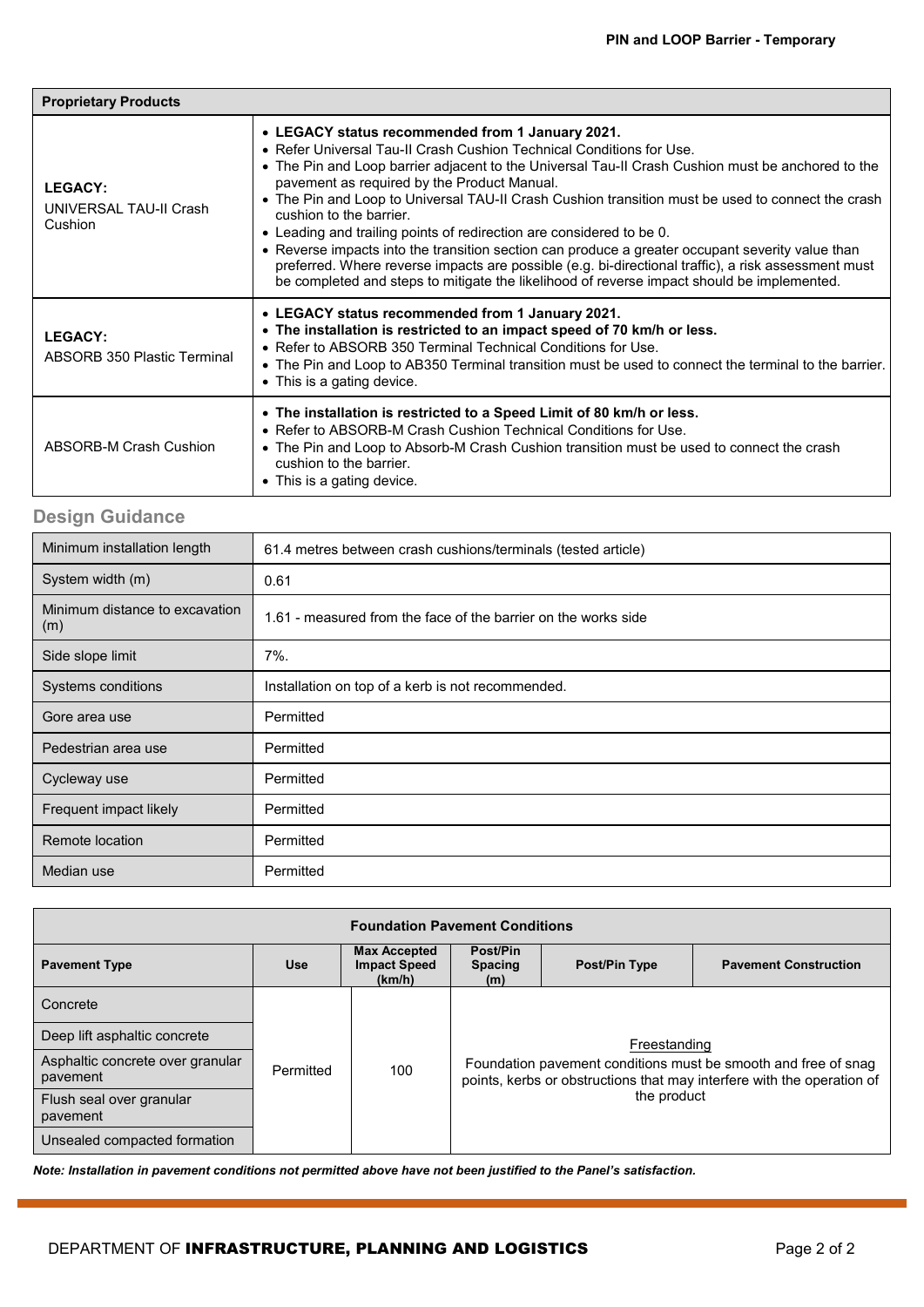| Proprietary Products | |
|---|---|
| **LEGACY:** UNIVERSAL TAU-II Crash Cushion | • **LEGACY status recommended from 1 January 2021.** • Refer Universal Tau-II Crash Cushion Technical Conditions for Use. • The Pin and Loop barrier adjacent to the Universal Tau-II Crash Cushion must be anchored to the pavement as required by the Product Manual. • The Pin and Loop to Universal TAU-II Crash Cushion transition must be used to connect the crash cushion to the barrier. • Leading and trailing points of redirection are considered to be 0. • Reverse impacts into the transition section can produce a greater occupant severity value than preferred. Where reverse impacts are possible (e.g. bi-directional traffic), a risk assessment must be completed and steps to mitigate the likelihood of reverse impact should be implemented. |
| **LEGACY:** ABSORB 350 Plastic Terminal | • **LEGACY status recommended from 1 January 2021.** • **The installation is restricted to an impact speed of 70 km/h or less.** • Refer to ABSORB 350 Terminal Technical Conditions for Use. • The Pin and Loop to AB350 Terminal transition must be used to connect the terminal to the barrier. • This is a gating device. |
| ABSORB-M Crash Cushion | • **The installation is restricted to a Speed Limit of 80 km/h or less.** • Refer to ABSORB-M Crash Cushion Technical Conditions for Use. • The Pin and Loop to Absorb-M Crash Cushion transition must be used to connect the crash cushion to the barrier. • This is a gating device. |

## Design Guidance

| | |
|---|---|
| Minimum installation length | 61.4 metres between crash cushions/terminals (tested article) |
| System width (m) | 0.61 |
| Minimum distance to excavation (m) | 1.61 - measured from the face of the barrier on the works side |
| Side slope limit | 7%. |
| Systems conditions | Installation on top of a kerb is not recommended. |
| Gore area use | Permitted |
| Pedestrian area use | Permitted |
| Cycleway use | Permitted |
| Frequent impact likely | Permitted |
| Remote location | Permitted |
| Median use | Permitted |

| Foundation Pavement Conditions | | | | | |
|---|---|---|---|---|---|
| **Pavement Type** | **Use** | **Max Accepted Impact Speed (km/h)** | **Post/Pin Spacing (m)** | **Post/Pin Type** | **Pavement Construction** |
| Concrete | Permitted | 100 | Freestanding Foundation pavement conditions must be smooth and free of snag points, kerbs or obstructions that may interfere with the operation of the product | | |
| Deep lift asphaltic concrete | | | | | |
| Asphaltic concrete over granular pavement | | | | | |
| Flush seal over granular pavement | | | | | |
| Unsealed compacted formation | | | | | |

***Note: Installation in pavement conditions not permitted above have not been justified to the Panel's satisfaction.***